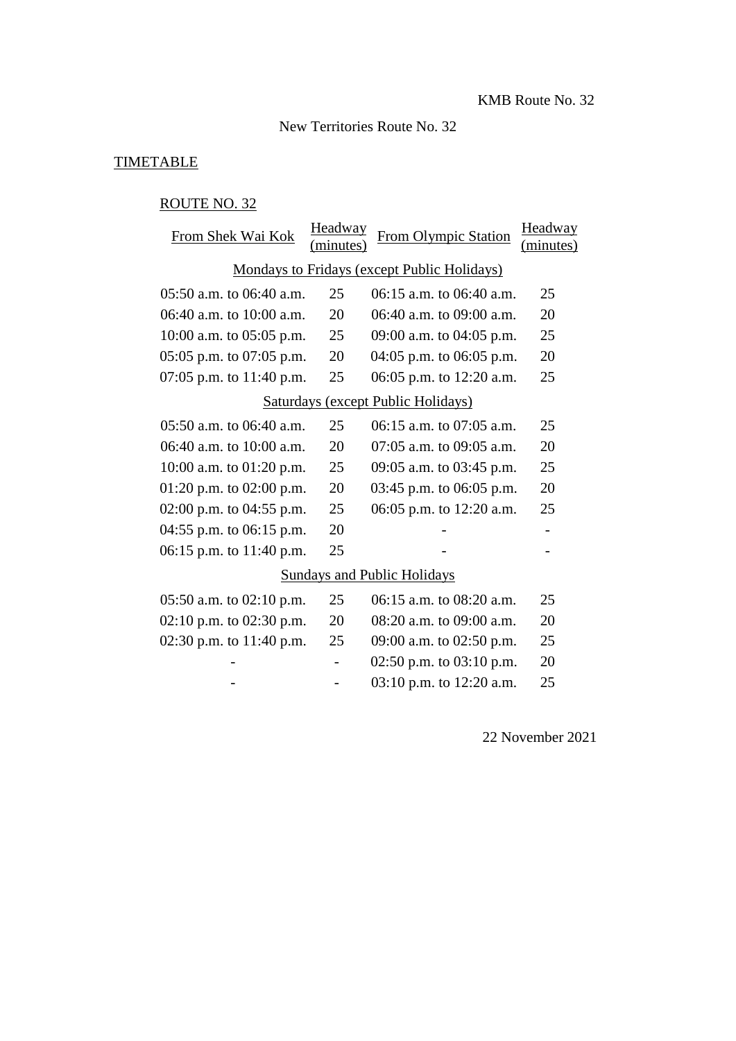KMB Route No. 32

New Territories Route No. 32

## TIMETABLE

### ROUTE NO. 32

| From Shek Wai Kok | Headway (minutes) | From Olympic Station | Headway (minutes) |
|---|---|---|---|
| **Mondays to Fridays (except Public Holidays)** | | | |
| 05:50 a.m. to 06:40 a.m. | 25 | 06:15 a.m. to 06:40 a.m. | 25 |
| 06:40 a.m. to 10:00 a.m. | 20 | 06:40 a.m. to 09:00 a.m. | 20 |
| 10:00 a.m. to 05:05 p.m. | 25 | 09:00 a.m. to 04:05 p.m. | 25 |
| 05:05 p.m. to 07:05 p.m. | 20 | 04:05 p.m. to 06:05 p.m. | 20 |
| 07:05 p.m. to 11:40 p.m. | 25 | 06:05 p.m. to 12:20 a.m. | 25 |
| **Saturdays (except Public Holidays)** | | | |
| 05:50 a.m. to 06:40 a.m. | 25 | 06:15 a.m. to 07:05 a.m. | 25 |
| 06:40 a.m. to 10:00 a.m. | 20 | 07:05 a.m. to 09:05 a.m. | 20 |
| 10:00 a.m. to 01:20 p.m. | 25 | 09:05 a.m. to 03:45 p.m. | 25 |
| 01:20 p.m. to 02:00 p.m. | 20 | 03:45 p.m. to 06:05 p.m. | 20 |
| 02:00 p.m. to 04:55 p.m. | 25 | 06:05 p.m. to 12:20 a.m. | 25 |
| 04:55 p.m. to 06:15 p.m. | 20 | - | - |
| 06:15 p.m. to 11:40 p.m. | 25 | - | - |
| **Sundays and Public Holidays** | | | |
| 05:50 a.m. to 02:10 p.m. | 25 | 06:15 a.m. to 08:20 a.m. | 25 |
| 02:10 p.m. to 02:30 p.m. | 20 | 08:20 a.m. to 09:00 a.m. | 20 |
| 02:30 p.m. to 11:40 p.m. | 25 | 09:00 a.m. to 02:50 p.m. | 25 |
| - | - | 02:50 p.m. to 03:10 p.m. | 20 |
| - | - | 03:10 p.m. to 12:20 a.m. | 25 |

22 November 2021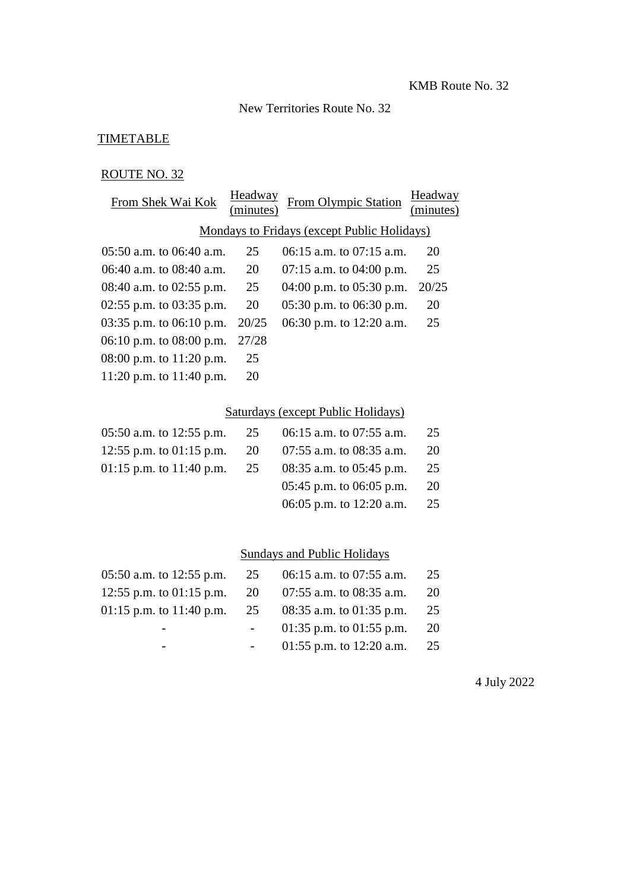KMB Route No. 32

New Territories Route No. 32

TIMETABLE

ROUTE NO. 32

| From Shek Wai Kok | Headway (minutes) | From Olympic Station | Headway (minutes) |
|---|---|---|---|
| **Mondays to Fridays (except Public Holidays)** | | | |
| 05:50 a.m. to 06:40 a.m. | 25 | 06:15 a.m. to 07:15 a.m. | 20 |
| 06:40 a.m. to 08:40 a.m. | 20 | 07:15 a.m. to 04:00 p.m. | 25 |
| 08:40 a.m. to 02:55 p.m. | 25 | 04:00 p.m. to 05:30 p.m. | 20/25 |
| 02:55 p.m. to 03:35 p.m. | 20 | 05:30 p.m. to 06:30 p.m. | 20 |
| 03:35 p.m. to 06:10 p.m. | 20/25 | 06:30 p.m. to 12:20 a.m. | 25 |
| 06:10 p.m. to 08:00 p.m. | 27/28 | | |
| 08:00 p.m. to 11:20 p.m. | 25 | | |
| 11:20 p.m. to 11:40 p.m. | 20 | | |
| **Saturdays (except Public Holidays)** | | | |
| 05:50 a.m. to 12:55 p.m. | 25 | 06:15 a.m. to 07:55 a.m. | 25 |
| 12:55 p.m. to 01:15 p.m. | 20 | 07:55 a.m. to 08:35 a.m. | 20 |
| 01:15 p.m. to 11:40 p.m. | 25 | 08:35 a.m. to 05:45 p.m. | 25 |
| | | 05:45 p.m. to 06:05 p.m. | 20 |
| | | 06:05 p.m. to 12:20 a.m. | 25 |
| **Sundays and Public Holidays** | | | |
| 05:50 a.m. to 12:55 p.m. | 25 | 06:15 a.m. to 07:55 a.m. | 25 |
| 12:55 p.m. to 01:15 p.m. | 20 | 07:55 a.m. to 08:35 a.m. | 20 |
| 01:15 p.m. to 11:40 p.m. | 25 | 08:35 a.m. to 01:35 p.m. | 25 |
| - | - | 01:35 p.m. to 01:55 p.m. | 20 |
| - | - | 01:55 p.m. to 12:20 a.m. | 25 |

4 July 2022